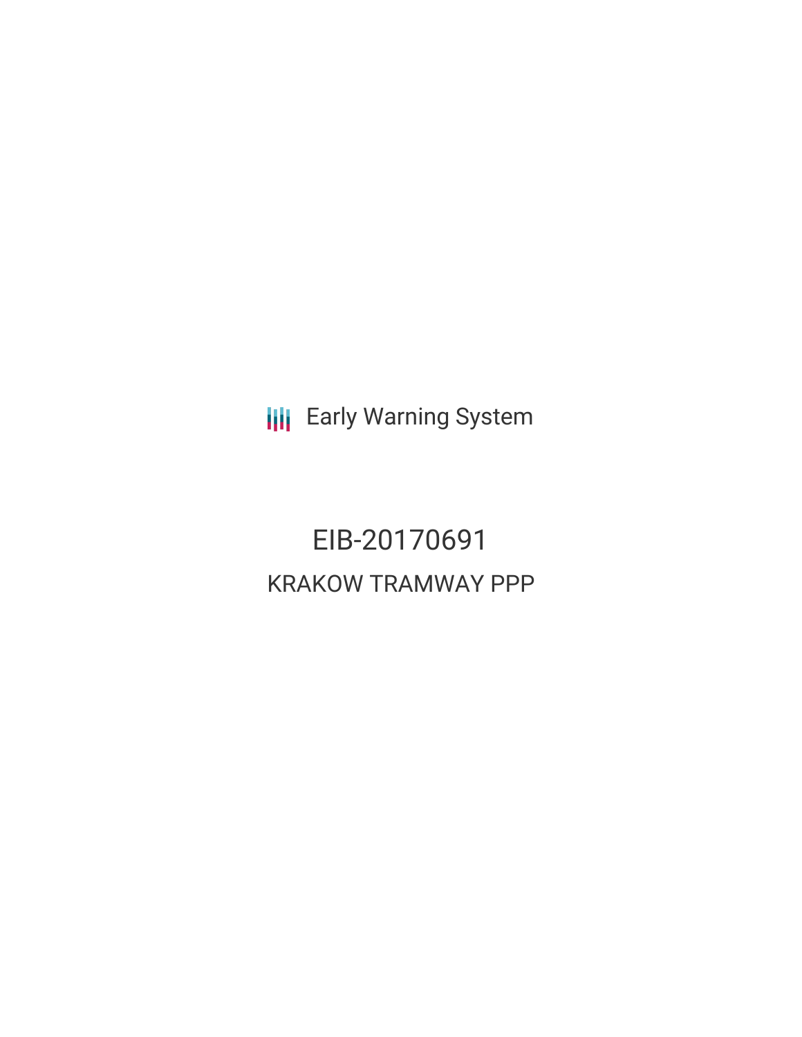Early Warning System

# EIB-20170691

## KRAKOW TRAMWAY PPP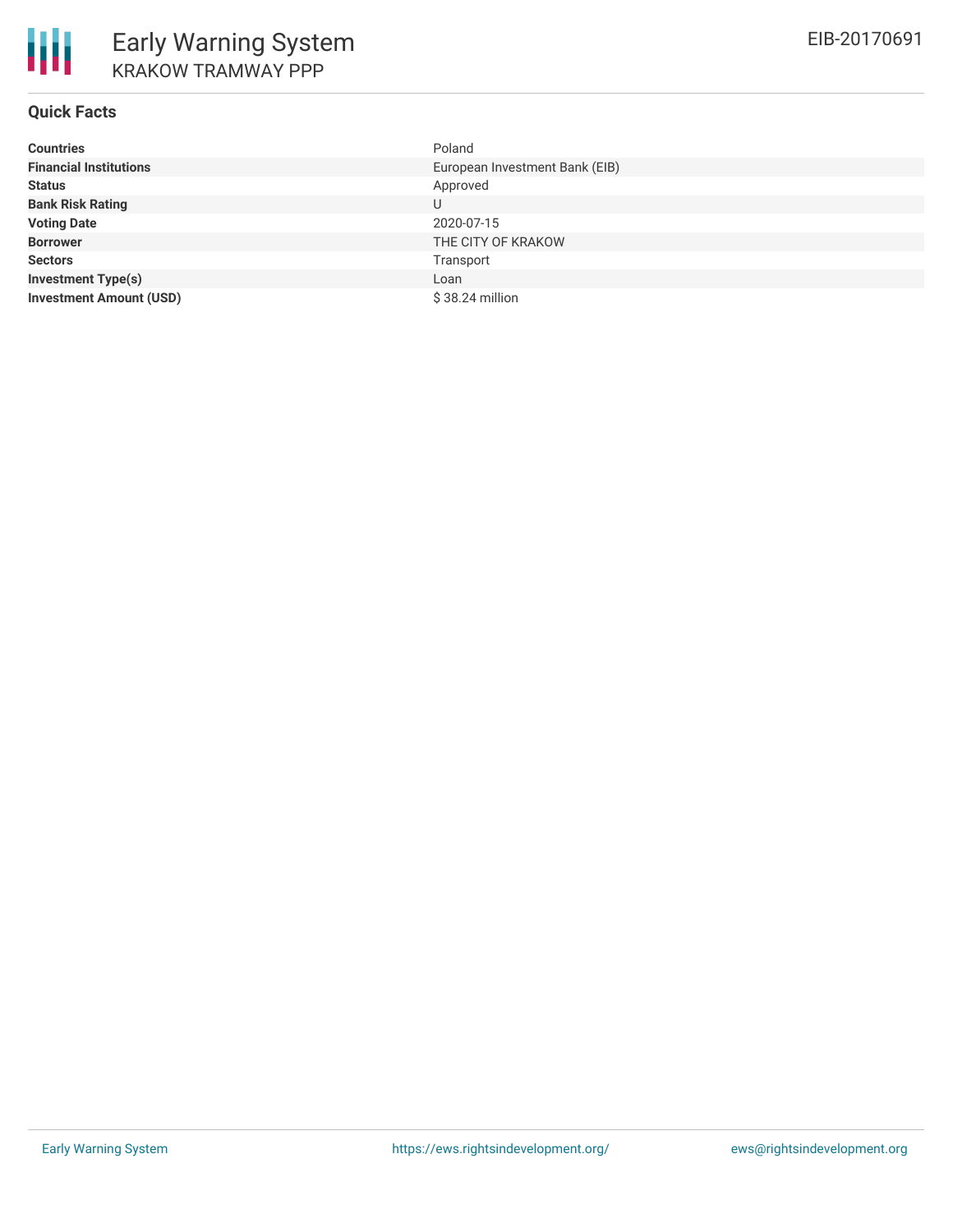# Early Warning System

## KRAKOW TRAMWAY PPP

EIB-20170691

### Quick Facts

| | |
|---|---|
| **Countries** | Poland |
| **Financial Institutions** | European Investment Bank (EIB) |
| **Status** | Approved |
| **Bank Risk Rating** | U |
| **Voting Date** | 2020-07-15 |
| **Borrower** | THE CITY OF KRAKOW |
| **Sectors** | Transport |
| **Investment Type(s)** | Loan |
| **Investment Amount (USD)** | $ 38.24 million |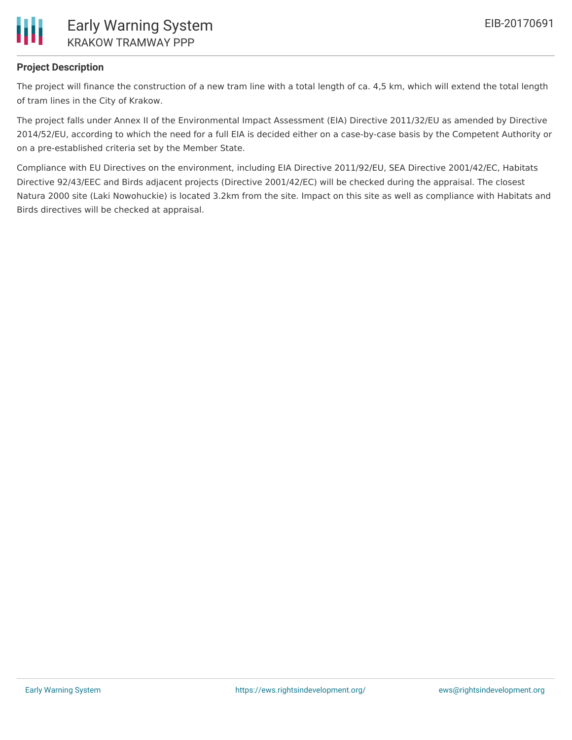**Project Description**

The project will finance the construction of a new tram line with a total length of ca. 4,5 km, which will extend the total length of tram lines in the City of Krakow.

The project falls under Annex II of the Environmental Impact Assessment (EIA) Directive 2011/32/EU as amended by Directive 2014/52/EU, according to which the need for a full EIA is decided either on a case-by-case basis by the Competent Authority or on a pre-established criteria set by the Member State.

Compliance with EU Directives on the environment, including EIA Directive 2011/92/EU, SEA Directive 2001/42/EC, Habitats Directive 92/43/EEC and Birds adjacent projects (Directive 2001/42/EC) will be checked during the appraisal. The closest Natura 2000 site (Laki Nowohuckie) is located 3.2km from the site. Impact on this site as well as compliance with Habitats and Birds directives will be checked at appraisal.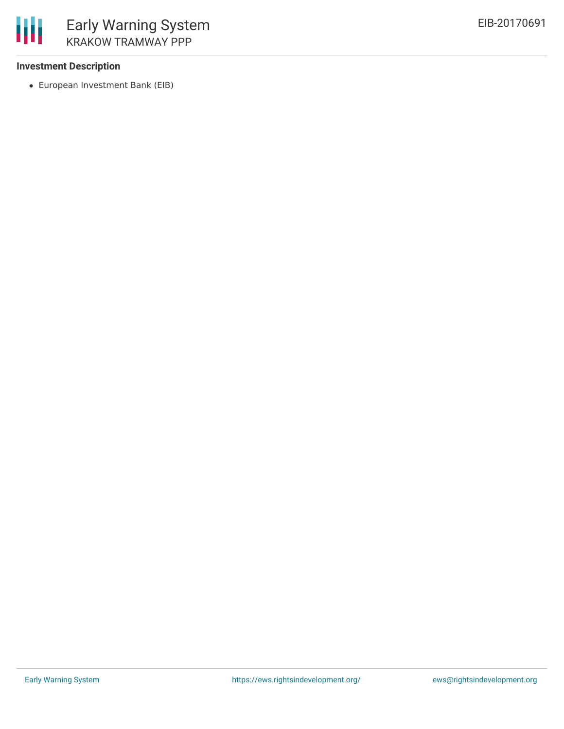### Investment Description

- European Investment Bank (EIB)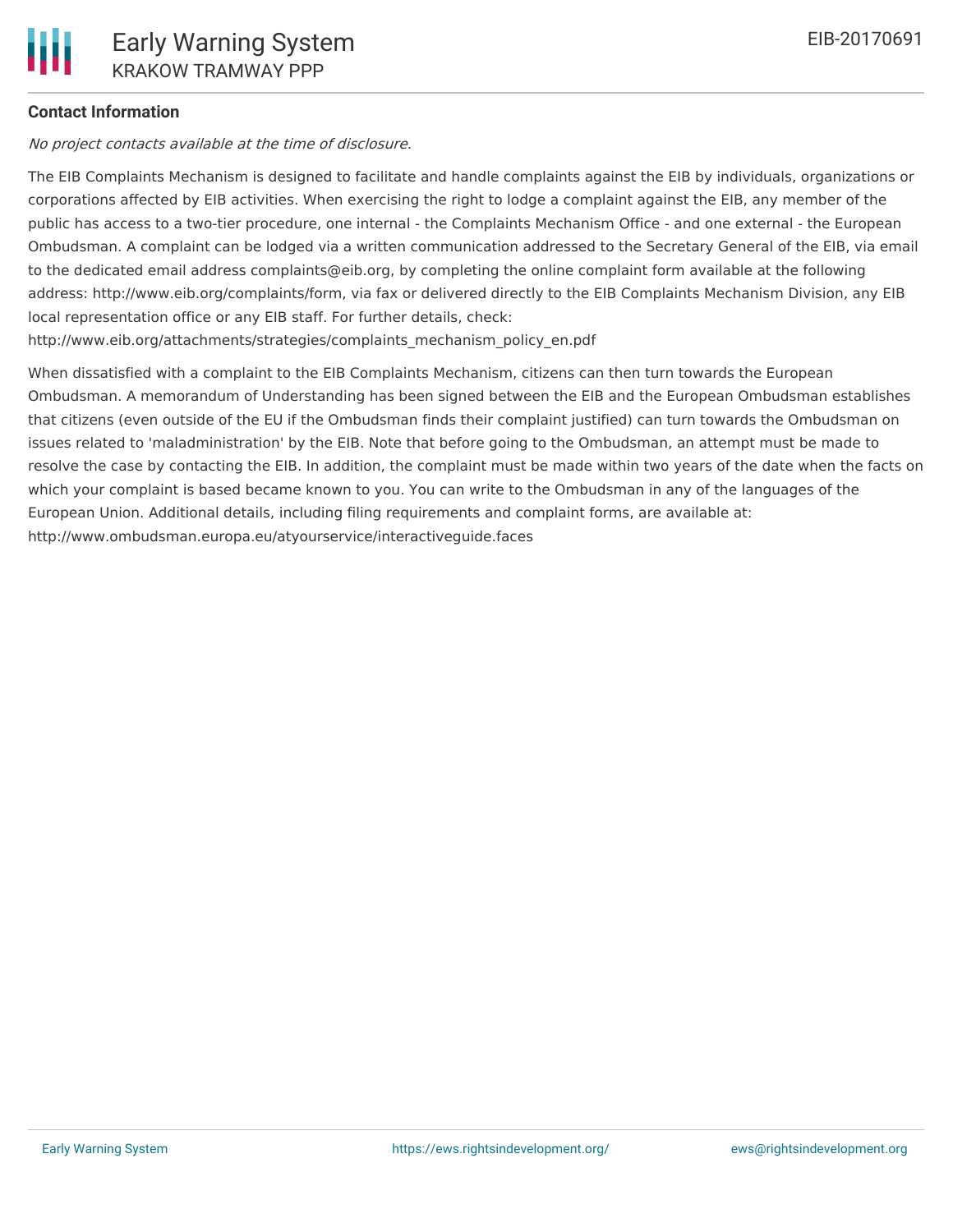**Contact Information**

*No project contacts available at the time of disclosure.*

The EIB Complaints Mechanism is designed to facilitate and handle complaints against the EIB by individuals, organizations or corporations affected by EIB activities. When exercising the right to lodge a complaint against the EIB, any member of the public has access to a two-tier procedure, one internal - the Complaints Mechanism Office - and one external - the European Ombudsman. A complaint can be lodged via a written communication addressed to the Secretary General of the EIB, via email to the dedicated email address complaints@eib.org, by completing the online complaint form available at the following address: http://www.eib.org/complaints/form, via fax or delivered directly to the EIB Complaints Mechanism Division, any EIB local representation office or any EIB staff. For further details, check: http://www.eib.org/attachments/strategies/complaints_mechanism_policy_en.pdf

When dissatisfied with a complaint to the EIB Complaints Mechanism, citizens can then turn towards the European Ombudsman. A memorandum of Understanding has been signed between the EIB and the European Ombudsman establishes that citizens (even outside of the EU if the Ombudsman finds their complaint justified) can turn towards the Ombudsman on issues related to 'maladministration' by the EIB. Note that before going to the Ombudsman, an attempt must be made to resolve the case by contacting the EIB. In addition, the complaint must be made within two years of the date when the facts on which your complaint is based became known to you. You can write to the Ombudsman in any of the languages of the European Union. Additional details, including filing requirements and complaint forms, are available at: http://www.ombudsman.europa.eu/atyourservice/interactiveguide.faces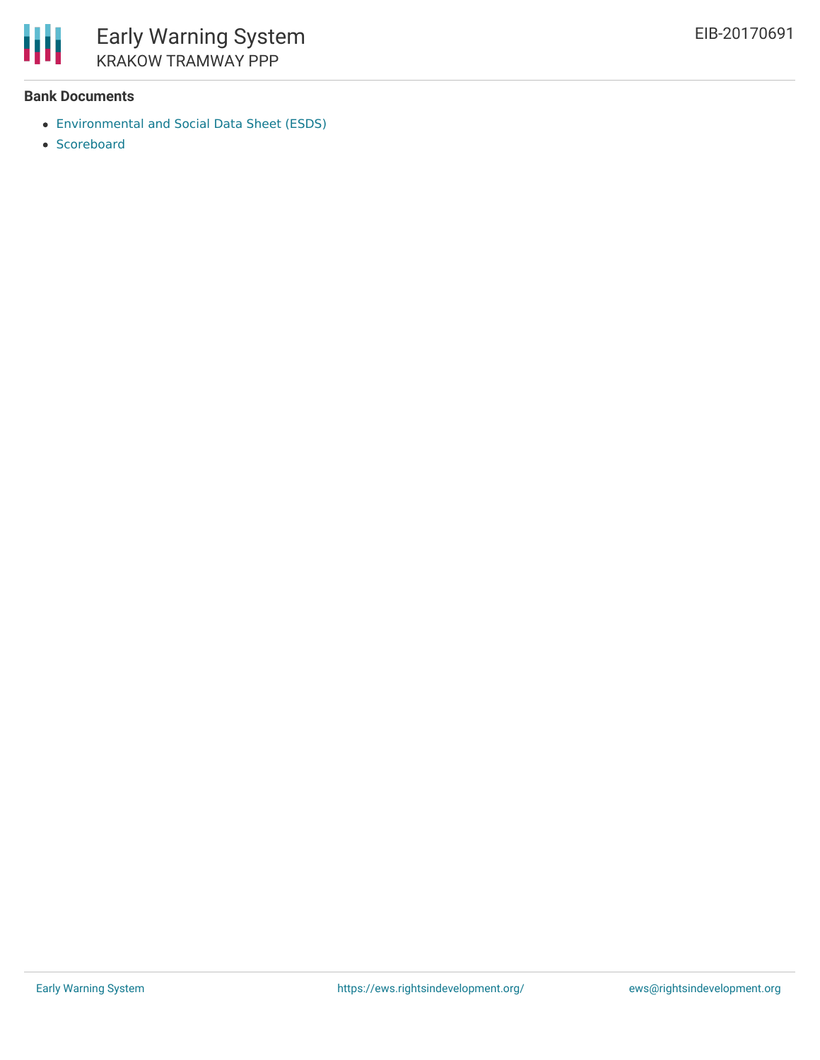**Bank Documents**

- Environmental and Social Data Sheet (ESDS)
- Scoreboard